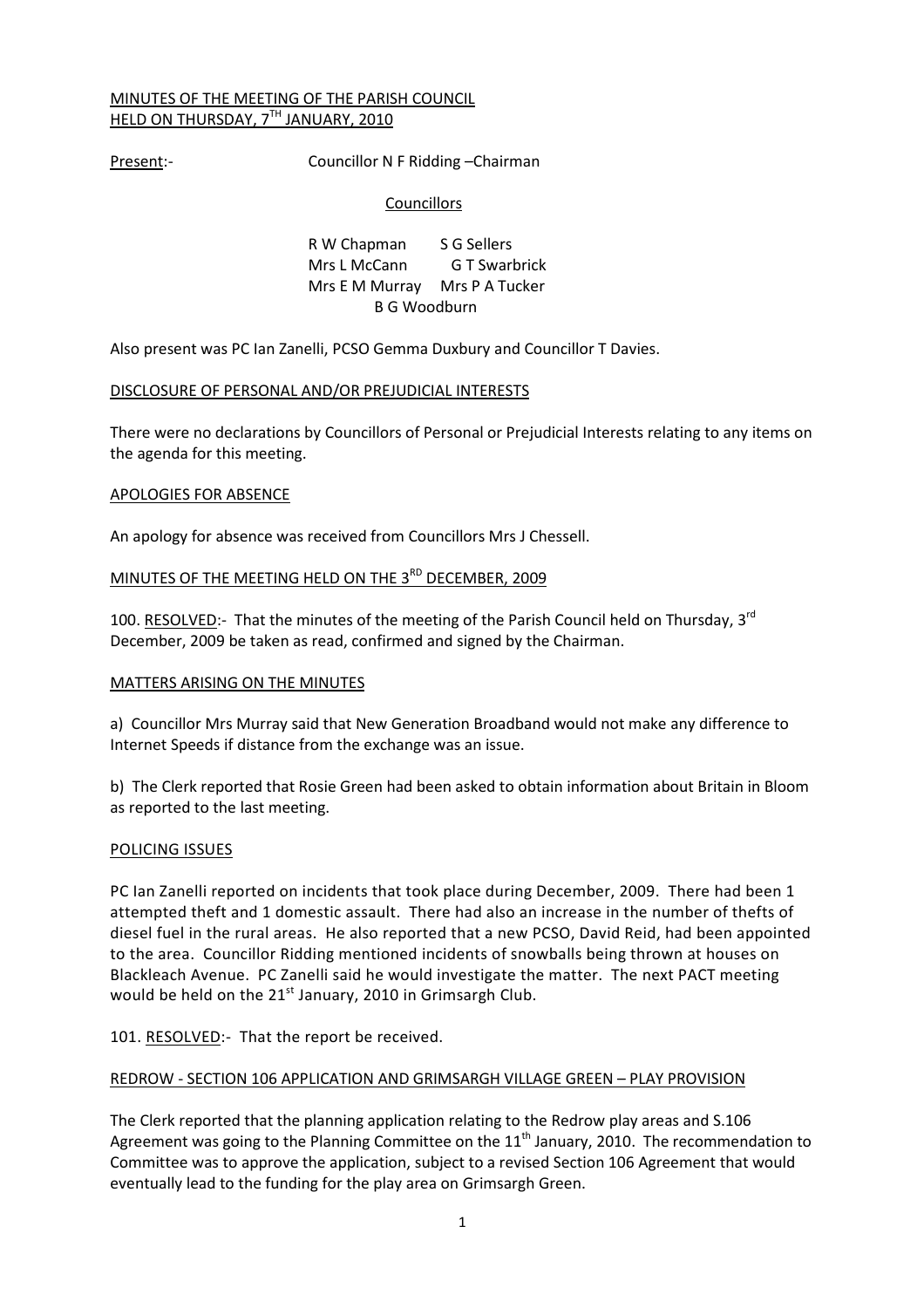MINUTES OF THE MEETING OF THE PARISH COUNCIL
HELD ON THURSDAY, 7TH JANUARY, 2010

Present:- Councillor N F Ridding –Chairman

Councillors

R W Chapman S G Sellers
Mrs L McCann G T Swarbrick
Mrs E M Murray Mrs P A Tucker
B G Woodburn

Also present was PC Ian Zanelli, PCSO Gemma Duxbury and Councillor T Davies.

DISCLOSURE OF PERSONAL AND/OR PREJUDICIAL INTERESTS

There were no declarations by Councillors of Personal or Prejudicial Interests relating to any items on the agenda for this meeting.

APOLOGIES FOR ABSENCE

An apology for absence was received from Councillors Mrs J Chessell.

MINUTES OF THE MEETING HELD ON THE 3RD DECEMBER, 2009

100. RESOLVED:- That the minutes of the meeting of the Parish Council held on Thursday, 3rd December, 2009 be taken as read, confirmed and signed by the Chairman.

MATTERS ARISING ON THE MINUTES

a) Councillor Mrs Murray said that New Generation Broadband would not make any difference to Internet Speeds if distance from the exchange was an issue.

b) The Clerk reported that Rosie Green had been asked to obtain information about Britain in Bloom as reported to the last meeting.

POLICING ISSUES

PC Ian Zanelli reported on incidents that took place during December, 2009. There had been 1 attempted theft and 1 domestic assault. There had also an increase in the number of thefts of diesel fuel in the rural areas. He also reported that a new PCSO, David Reid, had been appointed to the area. Councillor Ridding mentioned incidents of snowballs being thrown at houses on Blackleach Avenue. PC Zanelli said he would investigate the matter. The next PACT meeting would be held on the 21st January, 2010 in Grimsargh Club.

101. RESOLVED:- That the report be received.

REDROW - SECTION 106 APPLICATION AND GRIMSARGH VILLAGE GREEN – PLAY PROVISION

The Clerk reported that the planning application relating to the Redrow play areas and S.106 Agreement was going to the Planning Committee on the 11th January, 2010. The recommendation to Committee was to approve the application, subject to a revised Section 106 Agreement that would eventually lead to the funding for the play area on Grimsargh Green.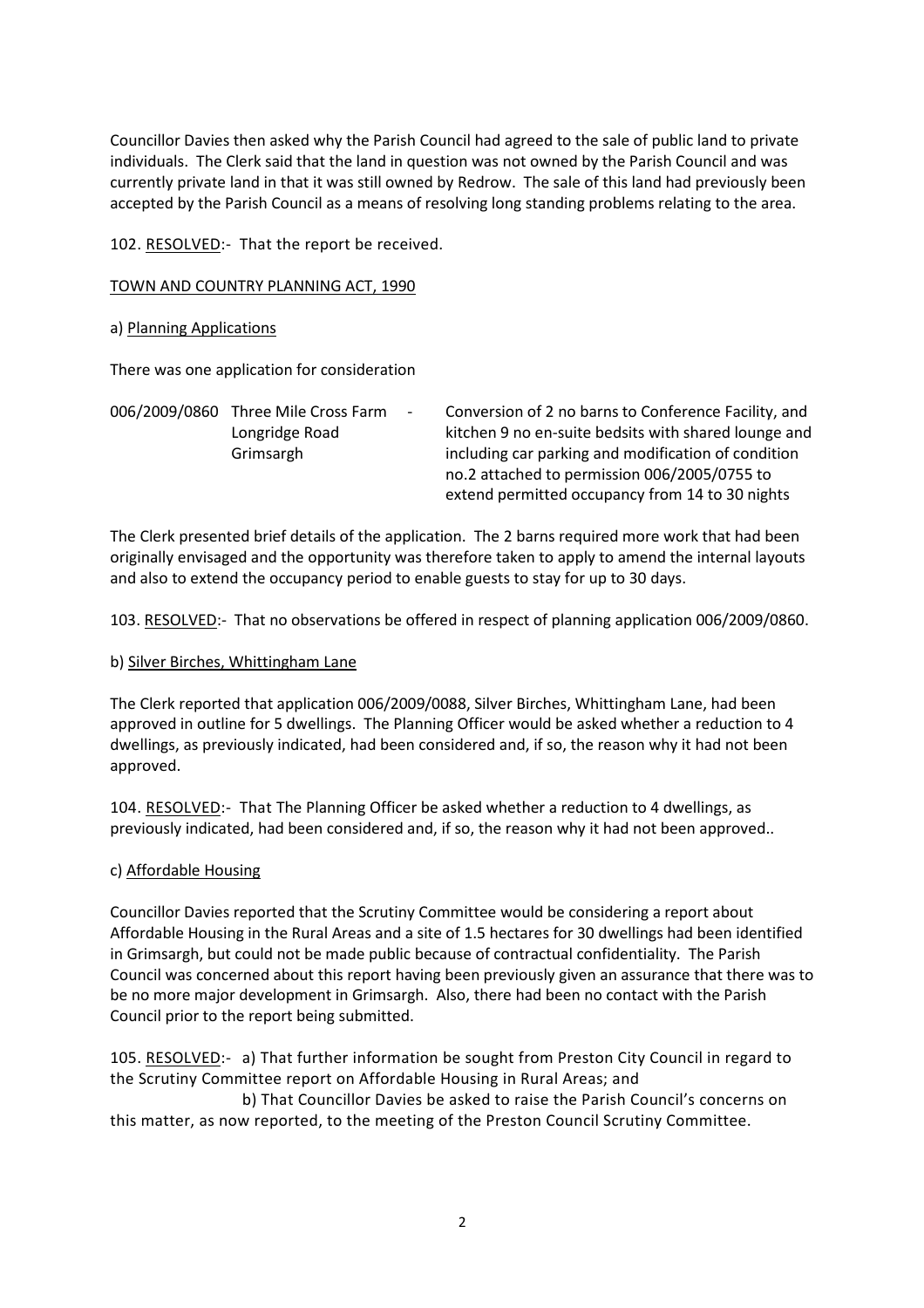Councillor Davies then asked why the Parish Council had agreed to the sale of public land to private individuals. The Clerk said that the land in question was not owned by the Parish Council and was currently private land in that it was still owned by Redrow. The sale of this land had previously been accepted by the Parish Council as a means of resolving long standing problems relating to the area.

102. <u>RESOLVED</u>:- That the report be received.

<u>TOWN AND COUNTRY PLANNING ACT, 1990</u>

a) <u>Planning Applications</u>

There was one application for consideration

| | | |
|---|---|---|
| 006/2009/0860 | Three Mile Cross Farm - Longridge Road Grimsargh | Conversion of 2 no barns to Conference Facility, and kitchen 9 no en-suite bedsits with shared lounge and including car parking and modification of condition no.2 attached to permission 006/2005/0755 to extend permitted occupancy from 14 to 30 nights |

The Clerk presented brief details of the application. The 2 barns required more work that had been originally envisaged and the opportunity was therefore taken to apply to amend the internal layouts and also to extend the occupancy period to enable guests to stay for up to 30 days.

103. <u>RESOLVED</u>:- That no observations be offered in respect of planning application 006/2009/0860.

b) <u>Silver Birches, Whittingham Lane</u>

The Clerk reported that application 006/2009/0088, Silver Birches, Whittingham Lane, had been approved in outline for 5 dwellings. The Planning Officer would be asked whether a reduction to 4 dwellings, as previously indicated, had been considered and, if so, the reason why it had not been approved.

104. <u>RESOLVED</u>:- That The Planning Officer be asked whether a reduction to 4 dwellings, as previously indicated, had been considered and, if so, the reason why it had not been approved..

c) <u>Affordable Housing</u>

Councillor Davies reported that the Scrutiny Committee would be considering a report about Affordable Housing in the Rural Areas and a site of 1.5 hectares for 30 dwellings had been identified in Grimsargh, but could not be made public because of contractual confidentiality. The Parish Council was concerned about this report having been previously given an assurance that there was to be no more major development in Grimsargh. Also, there had been no contact with the Parish Council prior to the report being submitted.

105. <u>RESOLVED</u>:- a) That further information be sought from Preston City Council in regard to the Scrutiny Committee report on Affordable Housing in Rural Areas; and

b) That Councillor Davies be asked to raise the Parish Council's concerns on this matter, as now reported, to the meeting of the Preston Council Scrutiny Committee.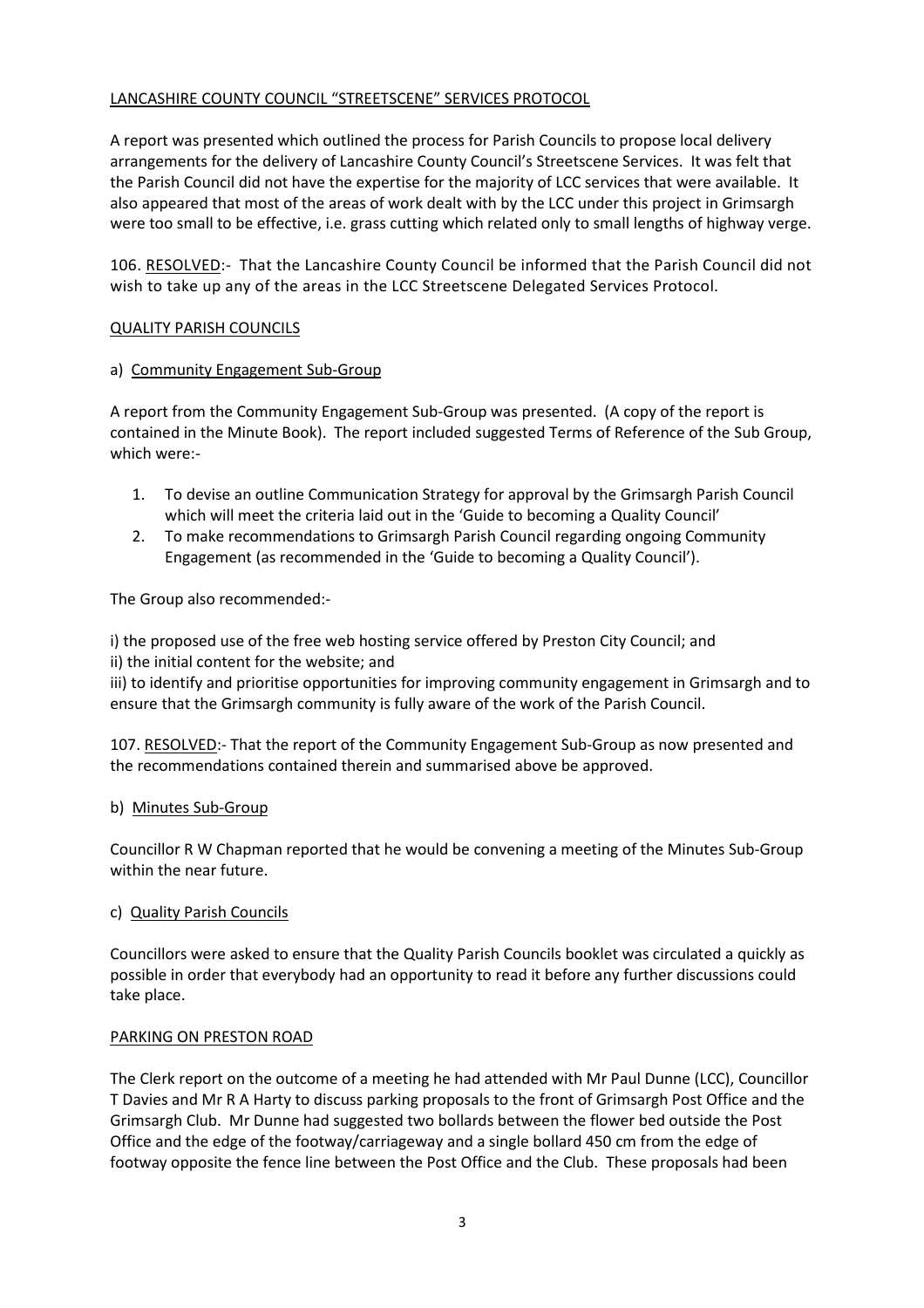LANCASHIRE COUNTY COUNCIL "STREETSCENE" SERVICES PROTOCOL

A report was presented which outlined the process for Parish Councils to propose local delivery arrangements for the delivery of Lancashire County Council's Streetscene Services. It was felt that the Parish Council did not have the expertise for the majority of LCC services that were available. It also appeared that most of the areas of work dealt with by the LCC under this project in Grimsargh were too small to be effective, i.e. grass cutting which related only to small lengths of highway verge.

106. RESOLVED:- That the Lancashire County Council be informed that the Parish Council did not wish to take up any of the areas in the LCC Streetscene Delegated Services Protocol.

QUALITY PARISH COUNCILS

a) Community Engagement Sub-Group

A report from the Community Engagement Sub-Group was presented. (A copy of the report is contained in the Minute Book). The report included suggested Terms of Reference of the Sub Group, which were:-

1. To devise an outline Communication Strategy for approval by the Grimsargh Parish Council which will meet the criteria laid out in the 'Guide to becoming a Quality Council'
2. To make recommendations to Grimsargh Parish Council regarding ongoing Community Engagement (as recommended in the 'Guide to becoming a Quality Council').

The Group also recommended:-

i) the proposed use of the free web hosting service offered by Preston City Council; and
ii) the initial content for the website; and
iii) to identify and prioritise opportunities for improving community engagement in Grimsargh and to ensure that the Grimsargh community is fully aware of the work of the Parish Council.

107. RESOLVED:- That the report of the Community Engagement Sub-Group as now presented and the recommendations contained therein and summarised above be approved.

b) Minutes Sub-Group

Councillor R W Chapman reported that he would be convening a meeting of the Minutes Sub-Group within the near future.

c) Quality Parish Councils

Councillors were asked to ensure that the Quality Parish Councils booklet was circulated a quickly as possible in order that everybody had an opportunity to read it before any further discussions could take place.

PARKING ON PRESTON ROAD

The Clerk report on the outcome of a meeting he had attended with Mr Paul Dunne (LCC), Councillor T Davies and Mr R A Harty to discuss parking proposals to the front of Grimsargh Post Office and the Grimsargh Club. Mr Dunne had suggested two bollards between the flower bed outside the Post Office and the edge of the footway/carriageway and a single bollard 450 cm from the edge of footway opposite the fence line between the Post Office and the Club. These proposals had been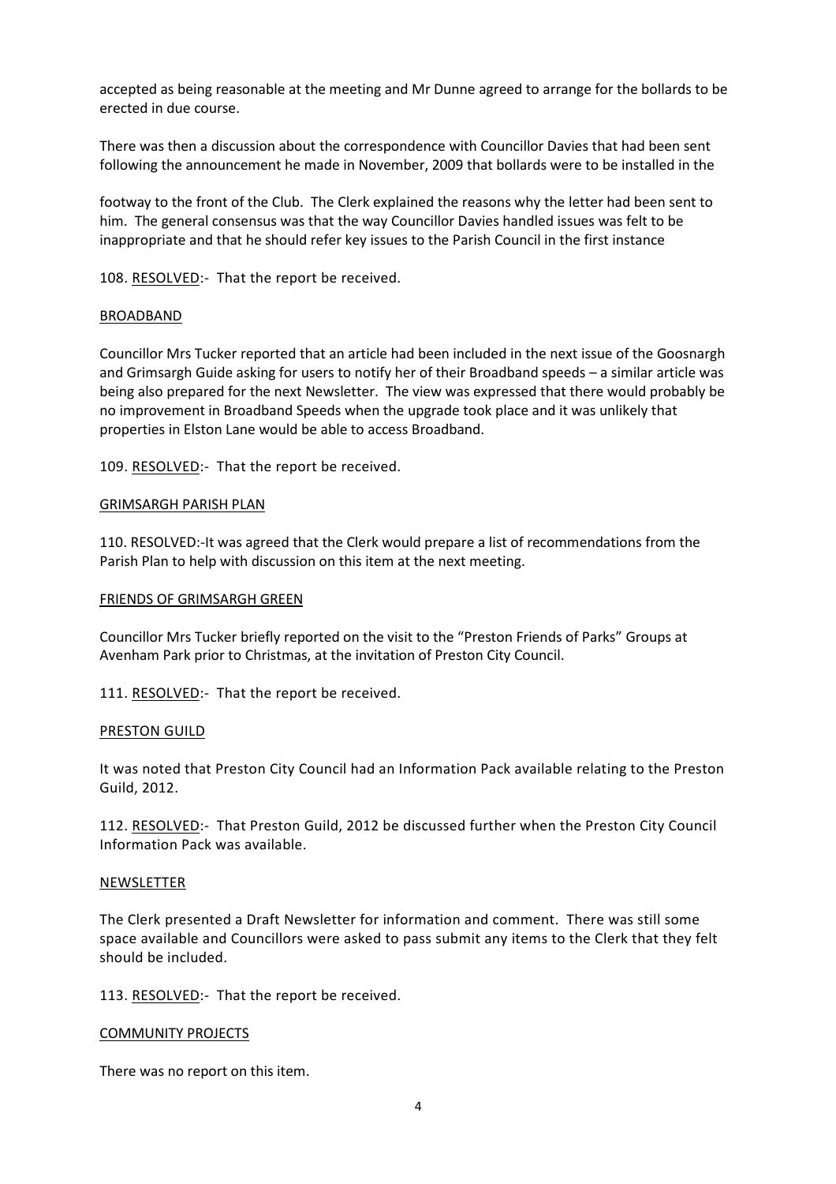accepted as being reasonable at the meeting and Mr Dunne agreed to arrange for the bollards to be erected in due course.

There was then a discussion about the correspondence with Councillor Davies that had been sent following the announcement he made in November, 2009 that bollards were to be installed in the

footway to the front of the Club. The Clerk explained the reasons why the letter had been sent to him. The general consensus was that the way Councillor Davies handled issues was felt to be inappropriate and that he should refer key issues to the Parish Council in the first instance

108. RESOLVED:- That the report be received.

## BROADBAND

Councillor Mrs Tucker reported that an article had been included in the next issue of the Goosnargh and Grimsargh Guide asking for users to notify her of their Broadband speeds – a similar article was being also prepared for the next Newsletter. The view was expressed that there would probably be no improvement in Broadband Speeds when the upgrade took place and it was unlikely that properties in Elston Lane would be able to access Broadband.

109. RESOLVED:- That the report be received.

## GRIMSARGH PARISH PLAN

110. RESOLVED:-It was agreed that the Clerk would prepare a list of recommendations from the Parish Plan to help with discussion on this item at the next meeting.

## FRIENDS OF GRIMSARGH GREEN

Councillor Mrs Tucker briefly reported on the visit to the "Preston Friends of Parks" Groups at Avenham Park prior to Christmas, at the invitation of Preston City Council.

111. RESOLVED:- That the report be received.

## PRESTON GUILD

It was noted that Preston City Council had an Information Pack available relating to the Preston Guild, 2012.

112. RESOLVED:- That Preston Guild, 2012 be discussed further when the Preston City Council Information Pack was available.

## NEWSLETTER

The Clerk presented a Draft Newsletter for information and comment. There was still some space available and Councillors were asked to pass submit any items to the Clerk that they felt should be included.

113. RESOLVED:- That the report be received.

## COMMUNITY PROJECTS

There was no report on this item.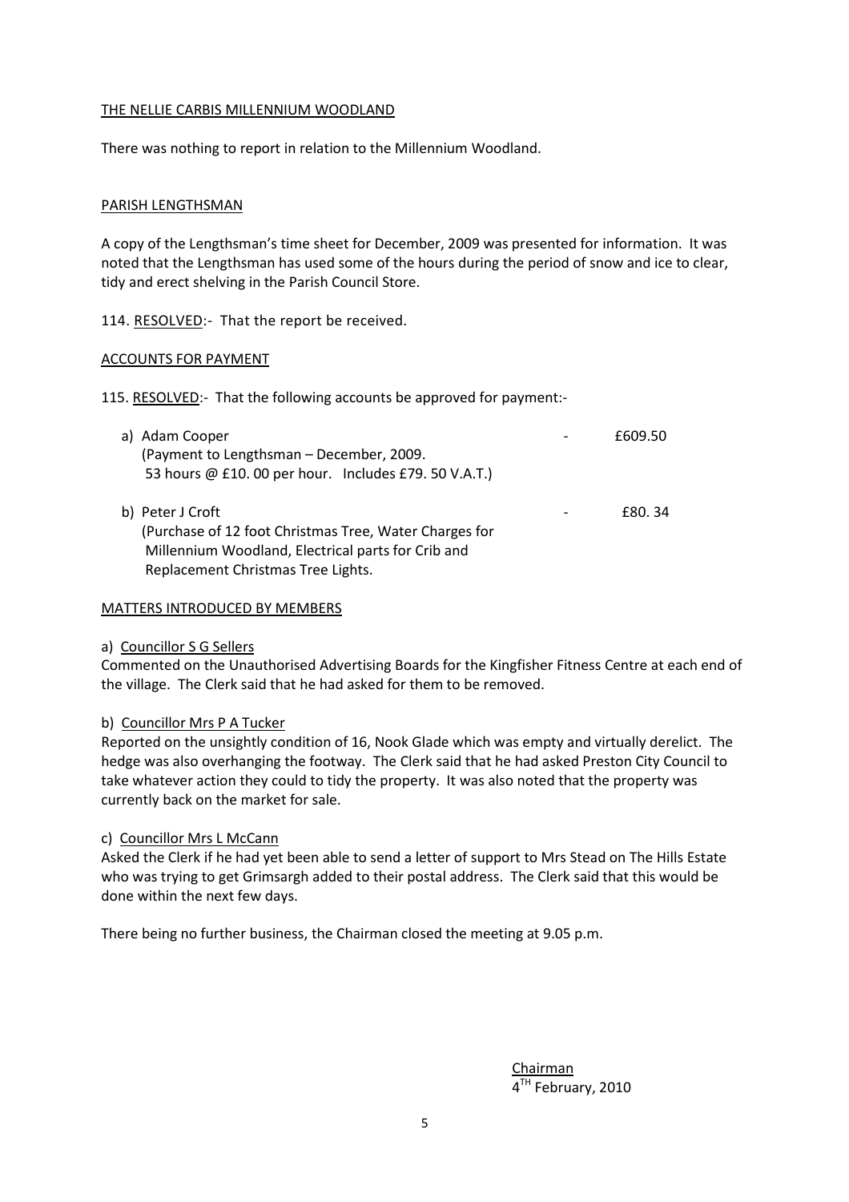THE NELLIE CARBIS MILLENNIUM WOODLAND

There was nothing to report in relation to the Millennium Woodland.

PARISH LENGTHSMAN

A copy of the Lengthsman's time sheet for December, 2009 was presented for information. It was noted that the Lengthsman has used some of the hours during the period of snow and ice to clear, tidy and erect shelving in the Parish Council Store.

114. RESOLVED:- That the report be received.

ACCOUNTS FOR PAYMENT

115. RESOLVED:- That the following accounts be approved for payment:-

a) Adam Cooper - £609.50
(Payment to Lengthsman – December, 2009.
53 hours @ £10. 00 per hour. Includes £79. 50 V.A.T.)

b) Peter J Croft - £80. 34
(Purchase of 12 foot Christmas Tree, Water Charges for Millennium Woodland, Electrical parts for Crib and Replacement Christmas Tree Lights.

MATTERS INTRODUCED BY MEMBERS

a) Councillor S G Sellers
Commented on the Unauthorised Advertising Boards for the Kingfisher Fitness Centre at each end of the village. The Clerk said that he had asked for them to be removed.

b) Councillor Mrs P A Tucker
Reported on the unsightly condition of 16, Nook Glade which was empty and virtually derelict. The hedge was also overhanging the footway. The Clerk said that he had asked Preston City Council to take whatever action they could to tidy the property. It was also noted that the property was currently back on the market for sale.

c) Councillor Mrs L McCann
Asked the Clerk if he had yet been able to send a letter of support to Mrs Stead on The Hills Estate who was trying to get Grimsargh added to their postal address. The Clerk said that this would be done within the next few days.

There being no further business, the Chairman closed the meeting at 9.05 p.m.

Chairman
4TH February, 2010